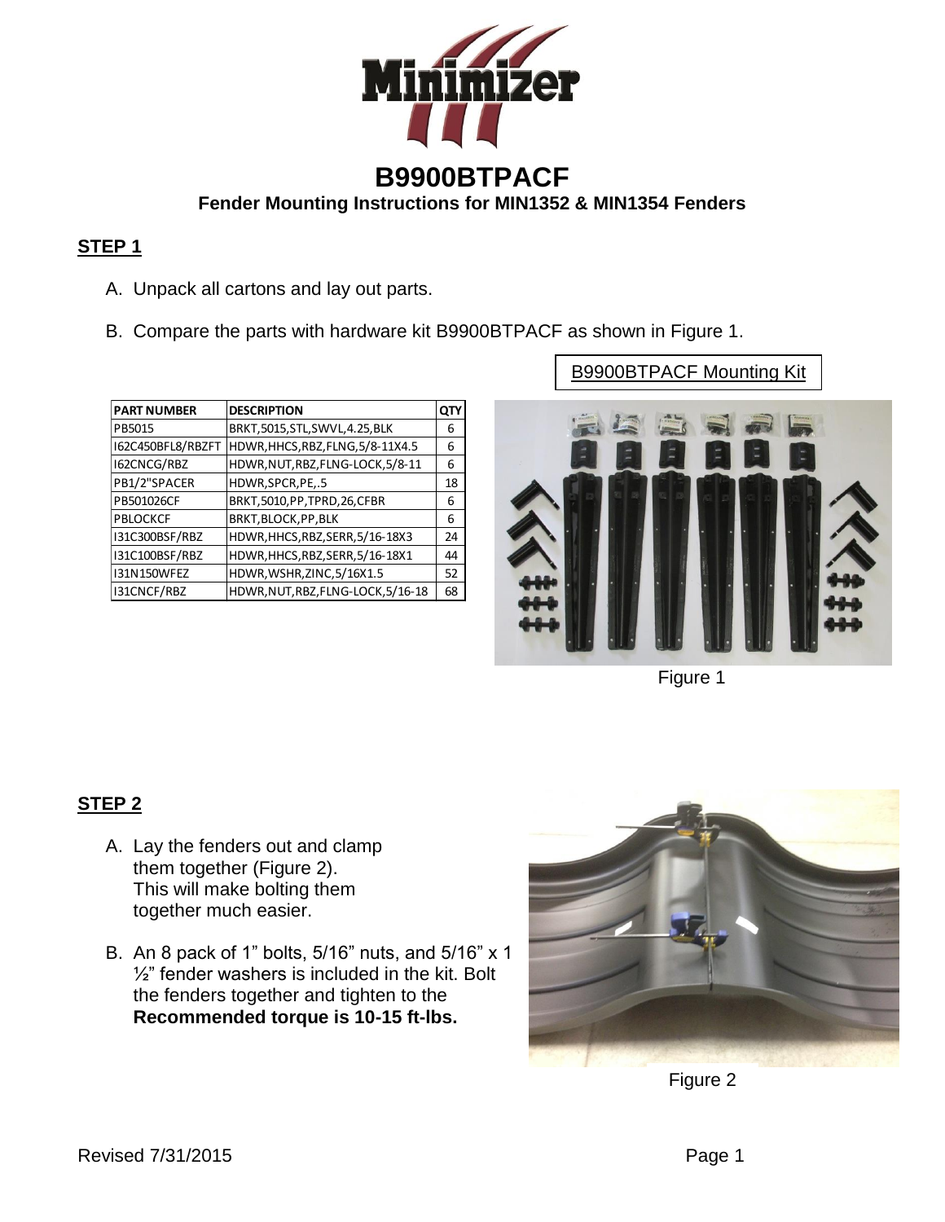# B9900BTPACF

## Fender Mounting Instructions for MIN1352 & MIN1354 Fenders

**STEP 1**

A. Unpack all cartons and lay out parts.

B. Compare the parts with hardware kit B9900BTPACF as shown in Figure 1.

| PART NUMBER | DESCRIPTION | QTY |
|---|---|---|
| PB5015 | BRKT,5015,STL,SWVL,4.25,BLK | 6 |
| I62C450BFL8/RBZFT | HDWR,HHCS,RBZ,FLNG,5/8-11X4.5 | 6 |
| I62CNCG/RBZ | HDWR,NUT,RBZ,FLNG-LOCK,5/8-11 | 6 |
| PB1/2"SPACER | HDWR,SPCR,PE,.5 | 18 |
| PB501026CF | BRKT,5010,PP,TPRD,26,CFBR | 6 |
| PBLOCKCF | BRKT,BLOCK,PP,BLK | 6 |
| I31C300BSF/RBZ | HDWR,HHCS,RBZ,SERR,5/16-18X3 | 24 |
| I31C100BSF/RBZ | HDWR,HHCS,RBZ,SERR,5/16-18X1 | 44 |
| I31N150WFEZ | HDWR,WSHR,ZINC,5/16X1.5 | 52 |
| I31CNCF/RBZ | HDWR,NUT,RBZ,FLNG-LOCK,5/16-18 | 68 |

B9900BTPACF Mounting Kit

Figure 1

**STEP 2**

A. Lay the fenders out and clamp them together (Figure 2). This will make bolting them together much easier.

B. An 8 pack of 1” bolts, 5/16” nuts, and 5/16” x 1 ½” fender washers is included in the kit. Bolt the fenders together and tighten to the **Recommended torque is 10-15 ft-lbs.**

Figure 2

Revised 7/31/2015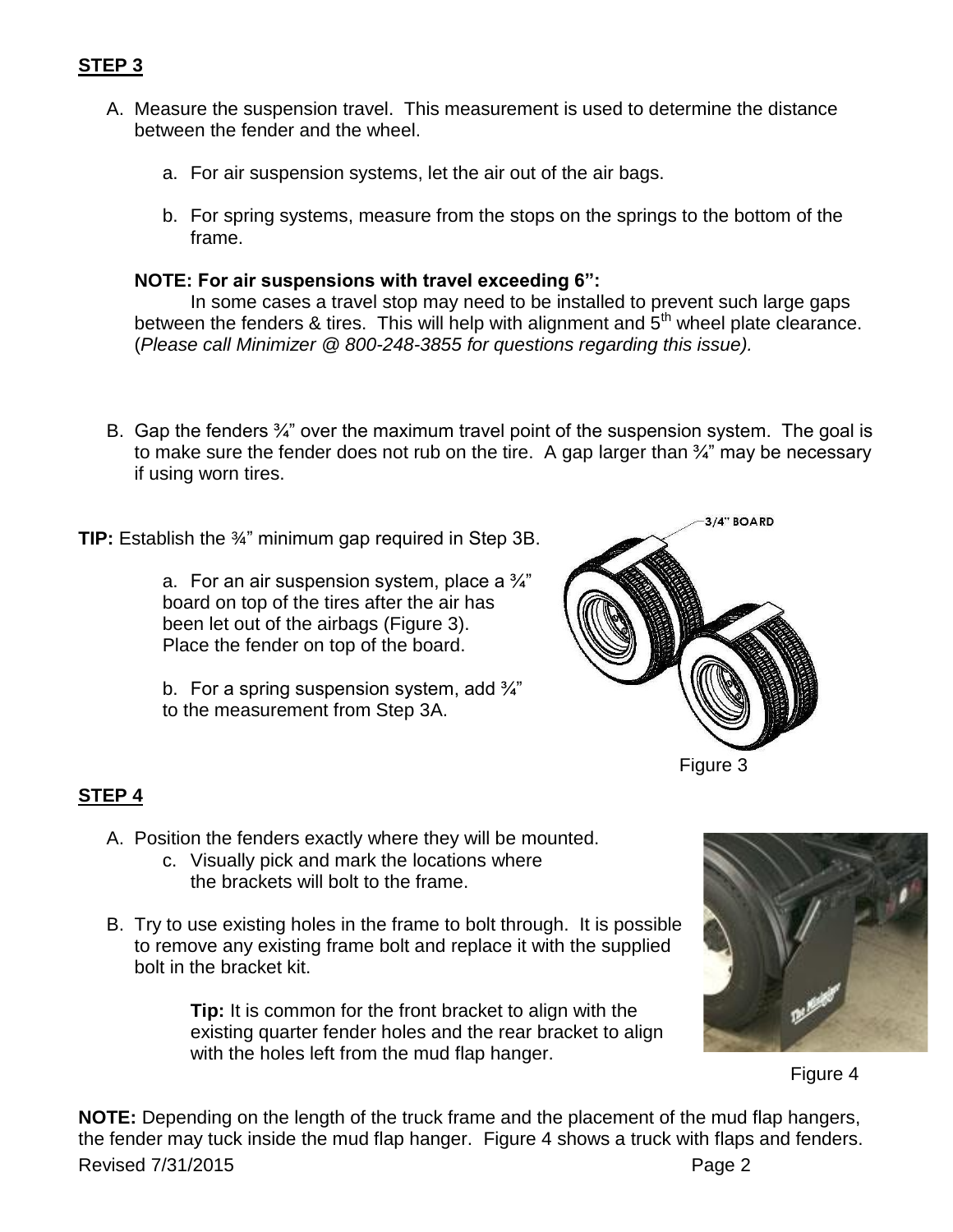**STEP 3**

A. Measure the suspension travel. This measurement is used to determine the distance between the fender and the wheel.

   a. For air suspension systems, let the air out of the air bags.

   b. For spring systems, measure from the stops on the springs to the bottom of the frame.

   **NOTE: For air suspensions with travel exceeding 6":**
   In some cases a travel stop may need to be installed to prevent such large gaps between the fenders & tires. This will help with alignment and 5th wheel plate clearance. (*Please call Minimizer @ 800-248-3855 for questions regarding this issue).*

B. Gap the fenders ¾" over the maximum travel point of the suspension system. The goal is to make sure the fender does not rub on the tire. A gap larger than ¾" may be necessary if using worn tires.

**TIP:** Establish the ¾" minimum gap required in Step 3B.

   a. For an air suspension system, place a ¾" board on top of the tires after the air has been let out of the airbags (Figure 3). Place the fender on top of the board.

   b. For a spring suspension system, add ¾" to the measurement from Step 3A.

3/4" BOARD

Figure 3

**STEP 4**

A. Position the fenders exactly where they will be mounted.
   c. Visually pick and mark the locations where the brackets will bolt to the frame.

B. Try to use existing holes in the frame to bolt through. It is possible to remove any existing frame bolt and replace it with the supplied bolt in the bracket kit.

   **Tip:** It is common for the front bracket to align with the existing quarter fender holes and the rear bracket to align with the holes left from the mud flap hanger.

Figure 4

**NOTE:** Depending on the length of the truck frame and the placement of the mud flap hangers, the fender may tuck inside the mud flap hanger. Figure 4 shows a truck with flaps and fenders.

Revised 7/31/2015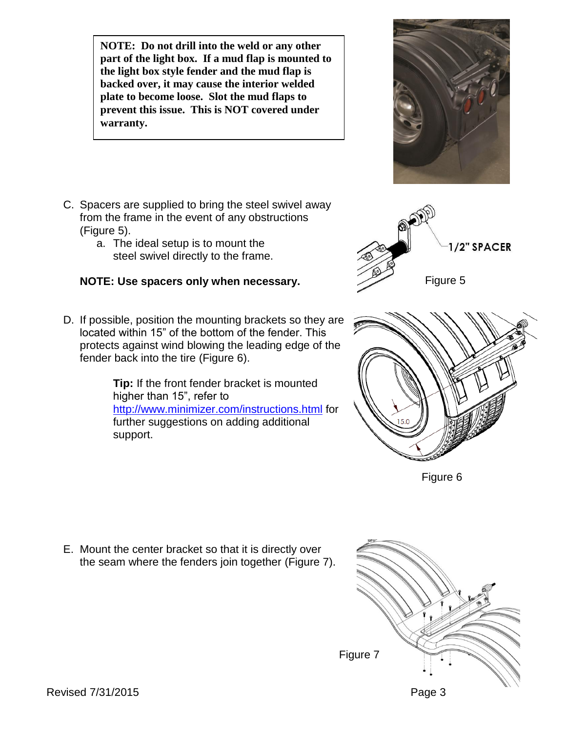**NOTE: Do not drill into the weld or any other part of the light box. If a mud flap is mounted to the light box style fender and the mud flap is backed over, it may cause the interior welded plate to become loose. Slot the mud flaps to prevent this issue. This is NOT covered under warranty.**

C. Spacers are supplied to bring the steel swivel away from the frame in the event of any obstructions (Figure 5).
   a. The ideal setup is to mount the steel swivel directly to the frame.

   **NOTE: Use spacers only when necessary.**

1/2" SPACER

Figure 5

D. If possible, position the mounting brackets so they are located within 15" of the bottom of the fender. This protects against wind blowing the leading edge of the fender back into the tire (Figure 6).

   **Tip:** If the front fender bracket is mounted higher than 15", refer to http://www.minimizer.com/instructions.html for further suggestions on adding additional support.

Figure 6

E. Mount the center bracket so that it is directly over the seam where the fenders join together (Figure 7).

Figure 7

Revised 7/31/2015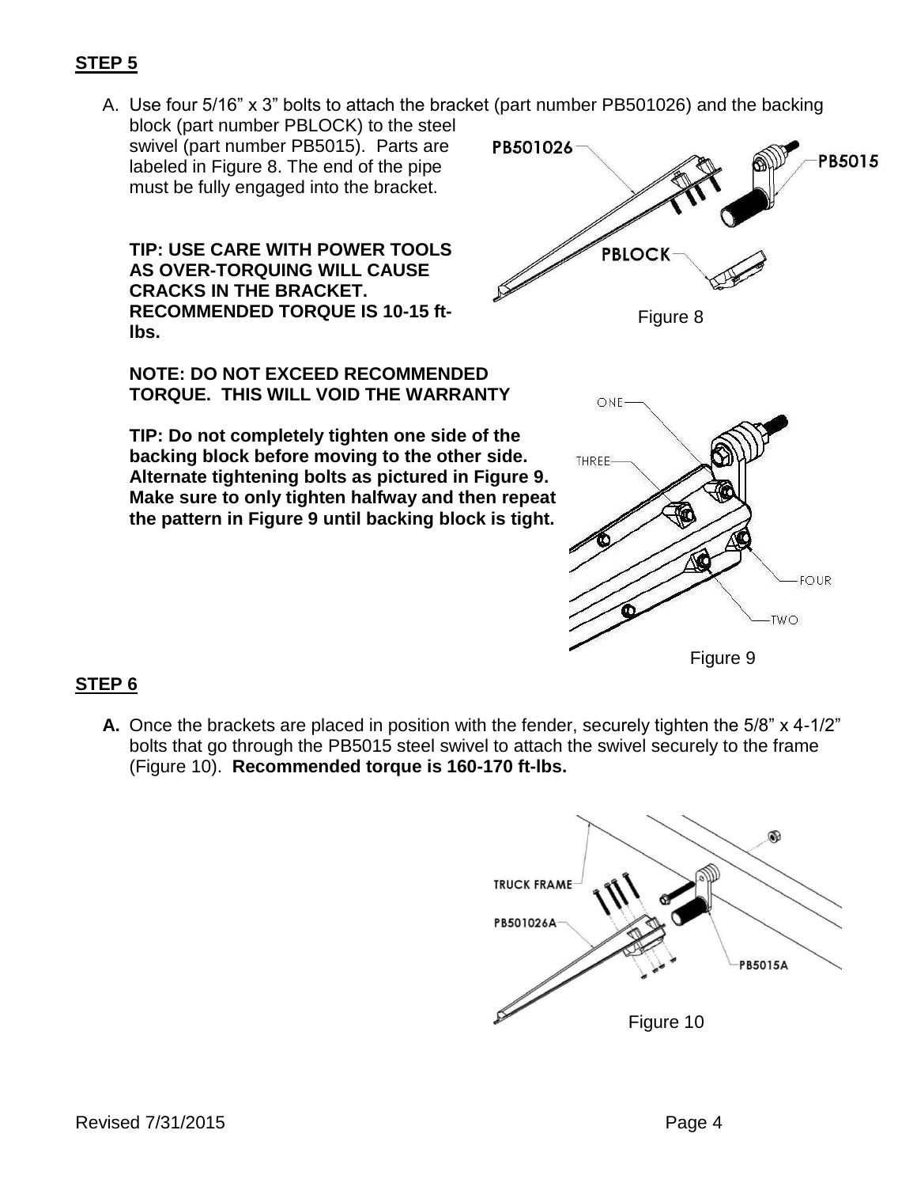**STEP 5**

A. Use four 5/16” x 3” bolts to attach the bracket (part number PB501026) and the backing block (part number PBLOCK) to the steel swivel (part number PB5015). Parts are labeled in Figure 8. The end of the pipe must be fully engaged into the bracket.

**TIP: USE CARE WITH POWER TOOLS AS OVER-TORQUING WILL CAUSE CRACKS IN THE BRACKET. RECOMMENDED TORQUE IS 10-15 ft-lbs.**

**NOTE: DO NOT EXCEED RECOMMENDED TORQUE. THIS WILL VOID THE WARRANTY**

**TIP: Do not completely tighten one side of the backing block before moving to the other side. Alternate tightening bolts as pictured in Figure 9. Make sure to only tighten halfway and then repeat the pattern in Figure 9 until backing block is tight.**

Figure 8

Figure 9

**STEP 6**

**A.** Once the brackets are placed in position with the fender, securely tighten the 5/8” x 4-1/2” bolts that go through the PB5015 steel swivel to attach the swivel securely to the frame (Figure 10). **Recommended torque is 160-170 ft-lbs.**

Figure 10

Revised 7/31/2015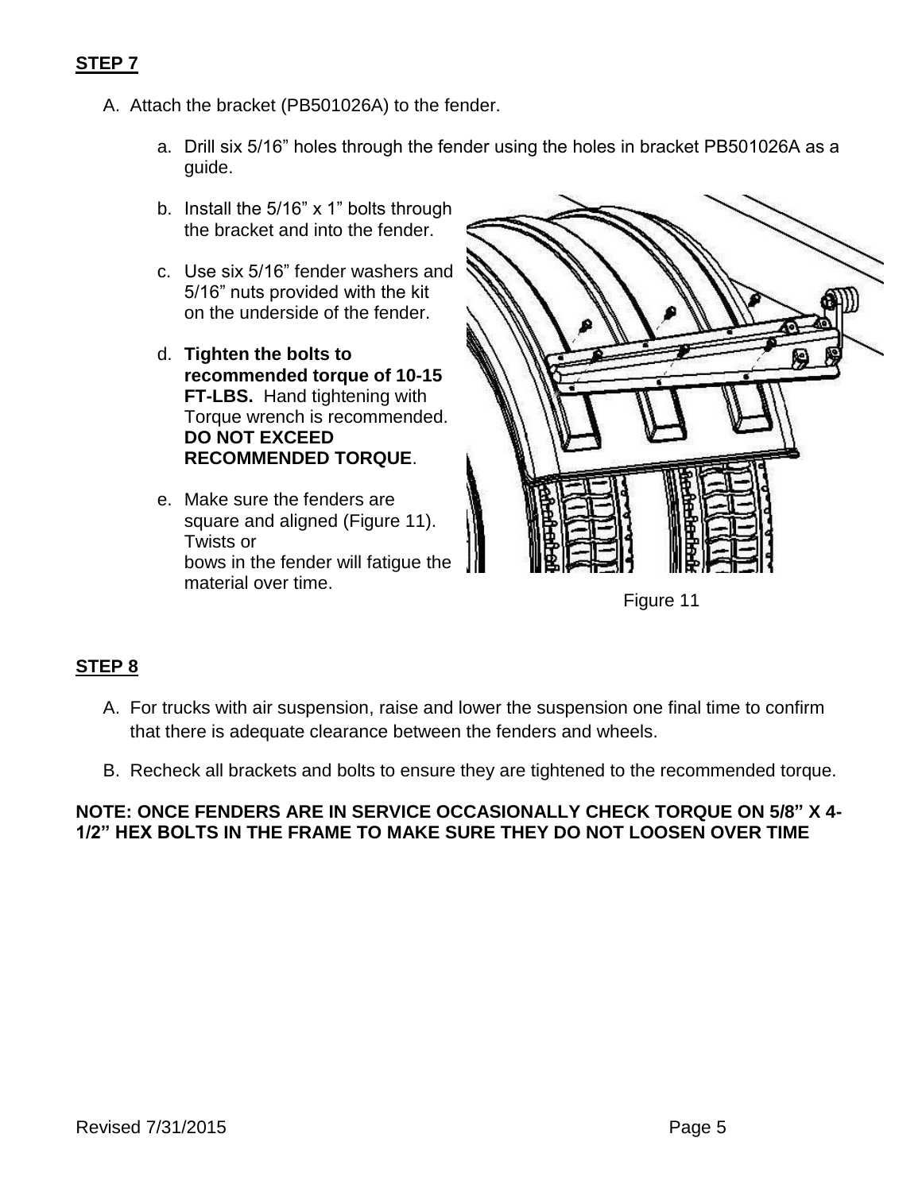**STEP 7**

A. Attach the bracket (PB501026A) to the fender.

   a. Drill six 5/16" holes through the fender using the holes in bracket PB501026A as a guide.

   b. Install the 5/16" x 1" bolts through the bracket and into the fender.

   c. Use six 5/16" fender washers and 5/16" nuts provided with the kit on the underside of the fender.

   d. **Tighten the bolts to recommended torque of 10-15 FT-LBS.** Hand tightening with Torque wrench is recommended. **DO NOT EXCEED RECOMMENDED TORQUE**.

   e. Make sure the fenders are square and aligned (Figure 11). Twists or bows in the fender will fatigue the material over time.

Figure 11

**STEP 8**

A. For trucks with air suspension, raise and lower the suspension one final time to confirm that there is adequate clearance between the fenders and wheels.

B. Recheck all brackets and bolts to ensure they are tightened to the recommended torque.

**NOTE: ONCE FENDERS ARE IN SERVICE OCCASIONALLY CHECK TORQUE ON 5/8" X 4-1/2" HEX BOLTS IN THE FRAME TO MAKE SURE THEY DO NOT LOOSEN OVER TIME**

Revised 7/31/2015